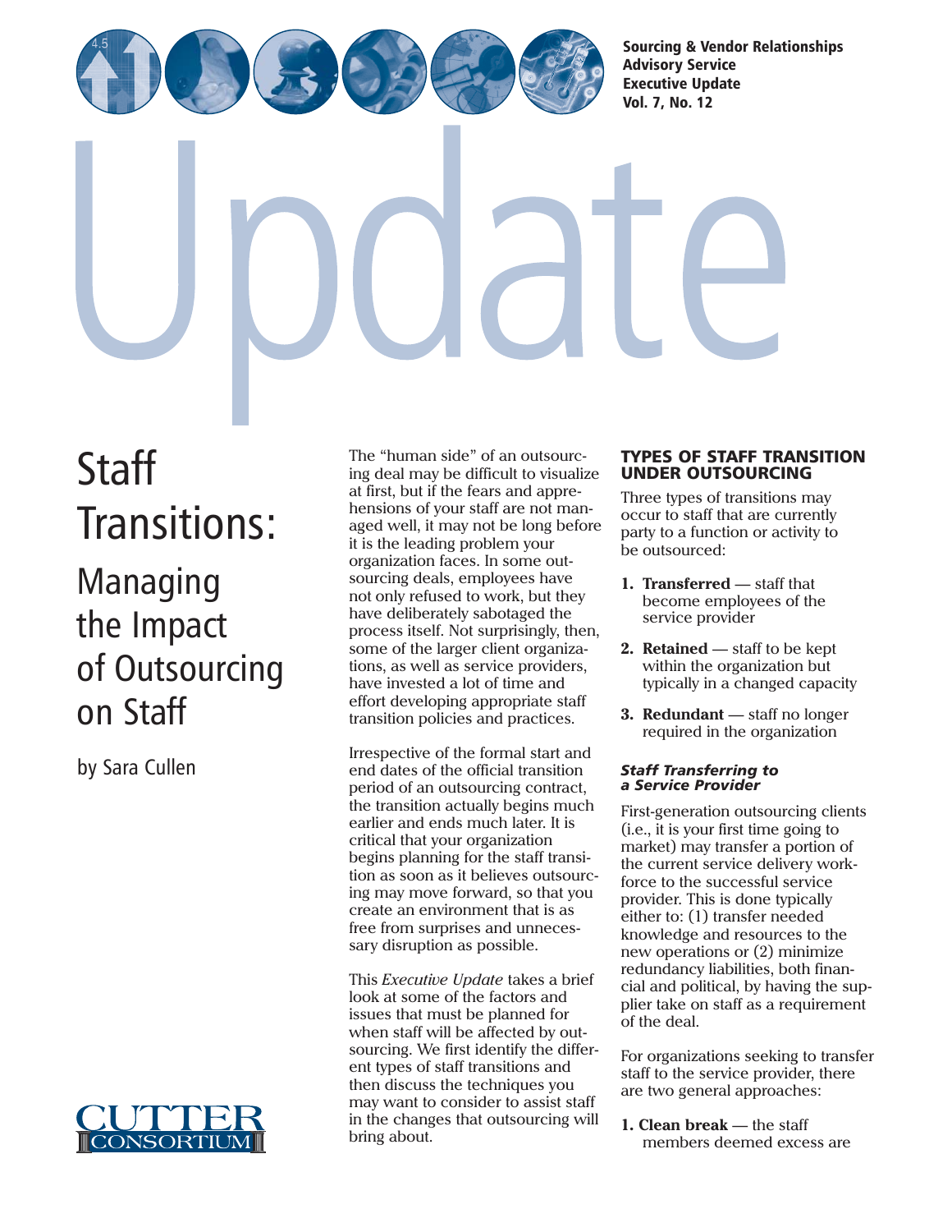Sourcing & Vendor Relationships Advisory Service
Executive Update
Vol. 7, No. 12

# Staff Transitions: Managing the Impact of Outsourcing on Staff

by Sara Cullen

The "human side" of an outsourcing deal may be difficult to visualize at first, but if the fears and apprehensions of your staff are not managed well, it may not be long before it is the leading problem your organization faces. In some outsourcing deals, employees have not only refused to work, but they have deliberately sabotaged the process itself. Not surprisingly, then, some of the larger client organizations, as well as service providers, have invested a lot of time and effort developing appropriate staff transition policies and practices.

Irrespective of the formal start and end dates of the official transition period of an outsourcing contract, the transition actually begins much earlier and ends much later. It is critical that your organization begins planning for the staff transition as soon as it believes outsourcing may move forward, so that you create an environment that is as free from surprises and unnecessary disruption as possible.

This *Executive Update* takes a brief look at some of the factors and issues that must be planned for when staff will be affected by outsourcing. We first identify the different types of staff transitions and then discuss the techniques you may want to consider to assist staff in the changes that outsourcing will bring about.

## TYPES OF STAFF TRANSITION UNDER OUTSOURCING

Three types of transitions may occur to staff that are currently party to a function or activity to be outsourced:

1. **Transferred** — staff that become employees of the service provider
2. **Retained** — staff to be kept within the organization but typically in a changed capacity
3. **Redundant** — staff no longer required in the organization

### *Staff Transferring to a Service Provider*

First-generation outsourcing clients (i.e., it is your first time going to market) may transfer a portion of the current service delivery workforce to the successful service provider. This is done typically either to: (1) transfer needed knowledge and resources to the new operations or (2) minimize redundancy liabilities, both financial and political, by having the supplier take on staff as a requirement of the deal.

For organizations seeking to transfer staff to the service provider, there are two general approaches:

1. **Clean break** — the staff members deemed excess are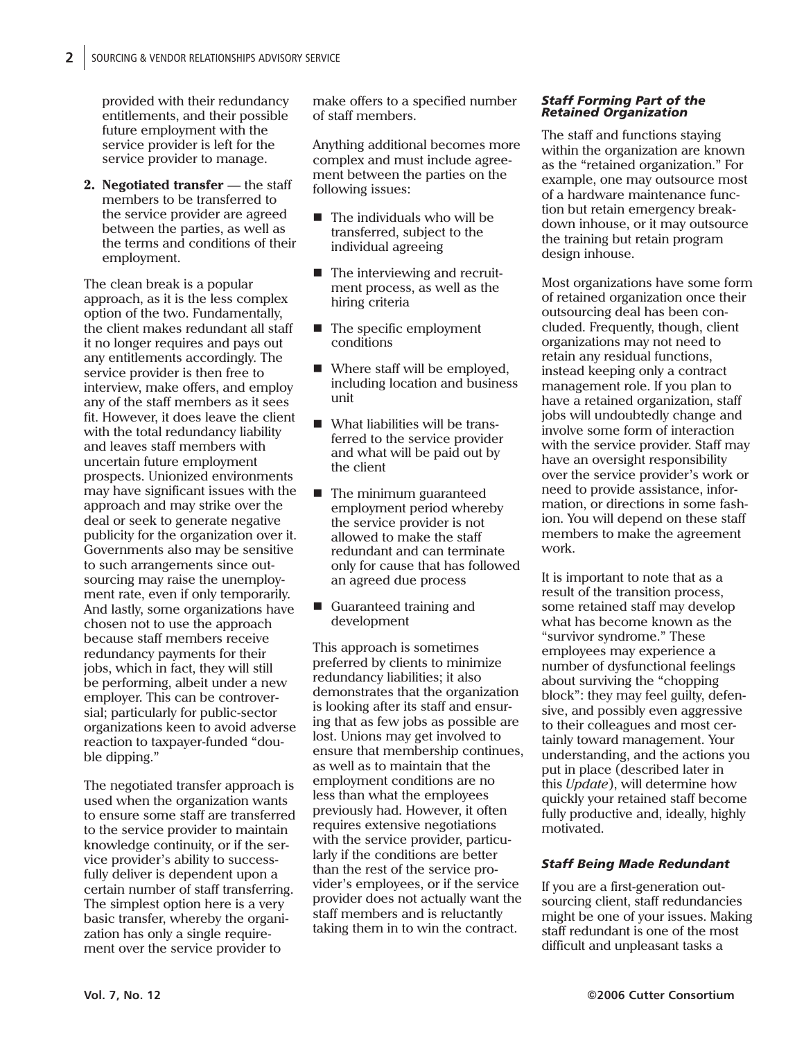provided with their redundancy entitlements, and their possible future employment with the service provider is left for the service provider to manage.

2. **Negotiated transfer** — the staff members to be transferred to the service provider are agreed between the parties, as well as the terms and conditions of their employment.

The clean break is a popular approach, as it is the less complex option of the two. Fundamentally, the client makes redundant all staff it no longer requires and pays out any entitlements accordingly. The service provider is then free to interview, make offers, and employ any of the staff members as it sees fit. However, it does leave the client with the total redundancy liability and leaves staff members with uncertain future employment prospects. Unionized environments may have significant issues with the approach and may strike over the deal or seek to generate negative publicity for the organization over it. Governments also may be sensitive to such arrangements since outsourcing may raise the unemployment rate, even if only temporarily. And lastly, some organizations have chosen not to use the approach because staff members receive redundancy payments for their jobs, which in fact, they will still be performing, albeit under a new employer. This can be controversial; particularly for public-sector organizations keen to avoid adverse reaction to taxpayer-funded "double dipping."

The negotiated transfer approach is used when the organization wants to ensure some staff are transferred to the service provider to maintain knowledge continuity, or if the service provider's ability to successfully deliver is dependent upon a certain number of staff transferring. The simplest option here is a very basic transfer, whereby the organization has only a single requirement over the service provider to make offers to a specified number of staff members.

Anything additional becomes more complex and must include agreement between the parties on the following issues:

- The individuals who will be transferred, subject to the individual agreeing
- The interviewing and recruitment process, as well as the hiring criteria
- The specific employment conditions
- Where staff will be employed, including location and business unit
- What liabilities will be transferred to the service provider and what will be paid out by the client
- The minimum guaranteed employment period whereby the service provider is not allowed to make the staff redundant and can terminate only for cause that has followed an agreed due process
- Guaranteed training and development

This approach is sometimes preferred by clients to minimize redundancy liabilities; it also demonstrates that the organization is looking after its staff and ensuring that as few jobs as possible are lost. Unions may get involved to ensure that membership continues, as well as to maintain that the employment conditions are no less than what the employees previously had. However, it often requires extensive negotiations with the service provider, particularly if the conditions are better than the rest of the service provider's employees, or if the service provider does not actually want the staff members and is reluctantly taking them in to win the contract.

### *Staff Forming Part of the Retained Organization*

The staff and functions staying within the organization are known as the "retained organization." For example, one may outsource most of a hardware maintenance function but retain emergency breakdown inhouse, or it may outsource the training but retain program design inhouse.

Most organizations have some form of retained organization once their outsourcing deal has been concluded. Frequently, though, client organizations may not need to retain any residual functions, instead keeping only a contract management role. If you plan to have a retained organization, staff jobs will undoubtedly change and involve some form of interaction with the service provider. Staff may have an oversight responsibility over the service provider's work or need to provide assistance, information, or directions in some fashion. You will depend on these staff members to make the agreement work.

It is important to note that as a result of the transition process, some retained staff may develop what has become known as the "survivor syndrome." These employees may experience a number of dysfunctional feelings about surviving the "chopping block": they may feel guilty, defensive, and possibly even aggressive to their colleagues and most certainly toward management. Your understanding, and the actions you put in place (described later in this *Update*), will determine how quickly your retained staff become fully productive and, ideally, highly motivated.

### *Staff Being Made Redundant*

If you are a first-generation outsourcing client, staff redundancies might be one of your issues. Making staff redundant is one of the most difficult and unpleasant tasks a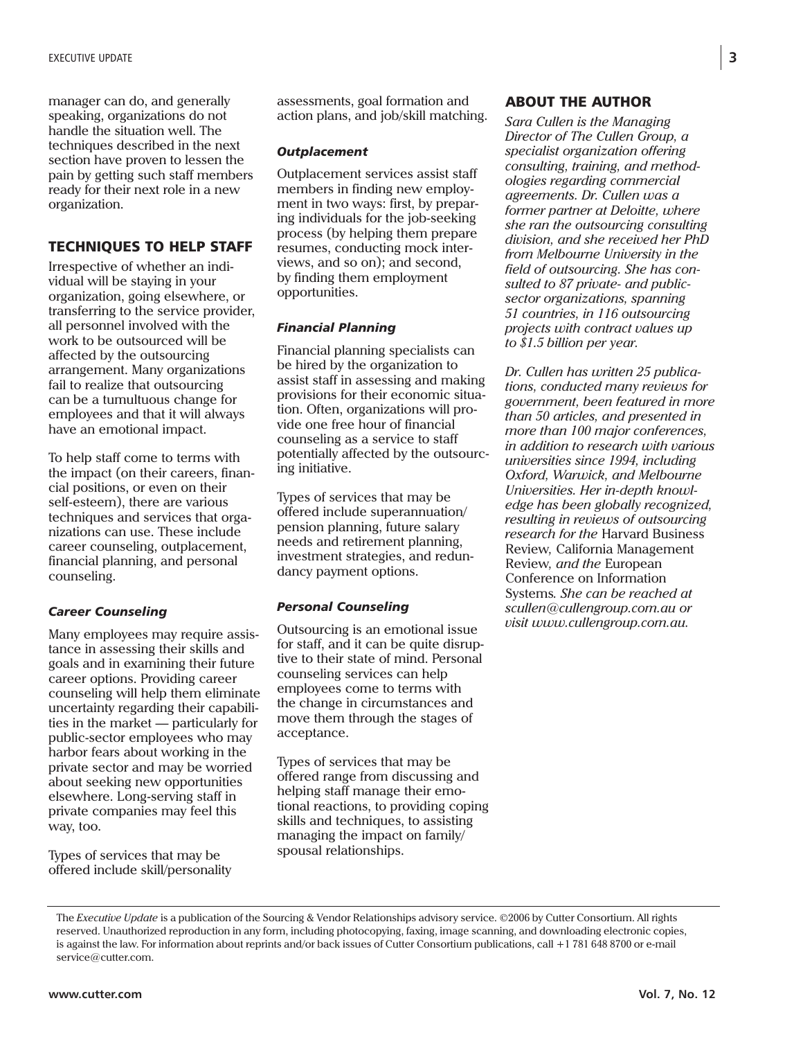manager can do, and generally speaking, organizations do not handle the situation well. The techniques described in the next section have proven to lessen the pain by getting such staff members ready for their next role in a new organization.

## TECHNIQUES TO HELP STAFF

Irrespective of whether an individual will be staying in your organization, going elsewhere, or transferring to the service provider, all personnel involved with the work to be outsourced will be affected by the outsourcing arrangement. Many organizations fail to realize that outsourcing can be a tumultuous change for employees and that it will always have an emotional impact.

To help staff come to terms with the impact (on their careers, financial positions, or even on their self-esteem), there are various techniques and services that organizations can use. These include career counseling, outplacement, financial planning, and personal counseling.

### *Career Counseling*

Many employees may require assistance in assessing their skills and goals and in examining their future career options. Providing career counseling will help them eliminate uncertainty regarding their capabilities in the market — particularly for public-sector employees who may harbor fears about working in the private sector and may be worried about seeking new opportunities elsewhere. Long-serving staff in private companies may feel this way, too.

Types of services that may be offered include skill/personality assessments, goal formation and action plans, and job/skill matching.

### *Outplacement*

Outplacement services assist staff members in finding new employment in two ways: first, by preparing individuals for the job-seeking process (by helping them prepare resumes, conducting mock interviews, and so on); and second, by finding them employment opportunities.

### *Financial Planning*

Financial planning specialists can be hired by the organization to assist staff in assessing and making provisions for their economic situation. Often, organizations will provide one free hour of financial counseling as a service to staff potentially affected by the outsourcing initiative.

Types of services that may be offered include superannuation/pension planning, future salary needs and retirement planning, investment strategies, and redundancy payment options.

### *Personal Counseling*

Outsourcing is an emotional issue for staff, and it can be quite disruptive to their state of mind. Personal counseling services can help employees come to terms with the change in circumstances and move them through the stages of acceptance.

Types of services that may be offered range from discussing and helping staff manage their emotional reactions, to providing coping skills and techniques, to assisting managing the impact on family/spousal relationships.

## ABOUT THE AUTHOR

*Sara Cullen is the Managing Director of The Cullen Group, a specialist organization offering consulting, training, and methodologies regarding commercial agreements. Dr. Cullen was a former partner at Deloitte, where she ran the outsourcing consulting division, and she received her PhD from Melbourne University in the field of outsourcing. She has consulted to 87 private- and public-sector organizations, spanning 51 countries, in 116 outsourcing projects with contract values up to $1.5 billion per year.*

*Dr. Cullen has written 25 publications, conducted many reviews for government, been featured in more than 50 articles, and presented in more than 100 major conferences, in addition to research with various universities since 1994, including Oxford, Warwick, and Melbourne Universities. Her in-depth knowledge has been globally recognized, resulting in reviews of outsourcing research for the* Harvard Business Review, California Management Review, *and the* European Conference on Information Systems*. She can be reached at scullen@cullengroup.com.au or visit www.cullengroup.com.au.*

The *Executive Update* is a publication of the Sourcing & Vendor Relationships advisory service. ©2006 by Cutter Consortium. All rights reserved. Unauthorized reproduction in any form, including photocopying, faxing, image scanning, and downloading electronic copies, is against the law. For information about reprints and/or back issues of Cutter Consortium publications, call +1 781 648 8700 or e-mail service@cutter.com.